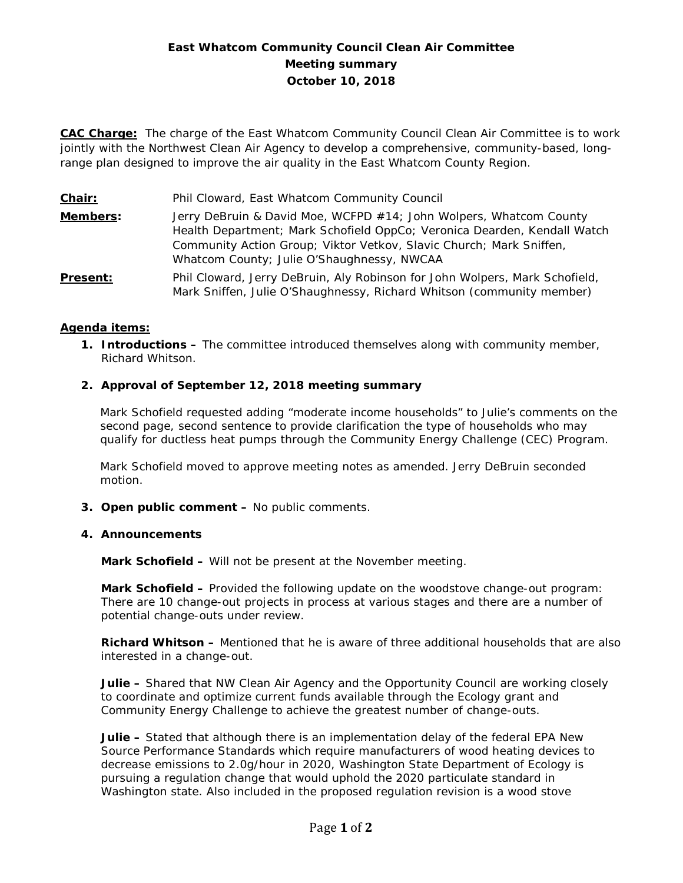**East Whatcom Community Council Clean Air Committee**
**Meeting summary**
**October 10, 2018**

**CAC Charge:** The charge of the East Whatcom Community Council Clean Air Committee is to work jointly with the Northwest Clean Air Agency to develop a comprehensive, community-based, long-range plan designed to improve the air quality in the East Whatcom County Region.

**Chair:** Phil Cloward, East Whatcom Community Council

**Members:** Jerry DeBruin & David Moe, WCFPD #14; John Wolpers, Whatcom County Health Department; Mark Schofield OppCo; Veronica Dearden, Kendall Watch Community Action Group; Viktor Vetkov, Slavic Church; Mark Sniffen, Whatcom County; Julie O'Shaughnessy, NWCAA

**Present:** Phil Cloward, Jerry DeBruin, Aly Robinson for John Wolpers, Mark Schofield, Mark Sniffen, Julie O'Shaughnessy, Richard Whitson (community member)

**Agenda items:**

1. **Introductions –** The committee introduced themselves along with community member, Richard Whitson.

2. **Approval of September 12, 2018 meeting summary**

   Mark Schofield requested adding "moderate income households" to Julie's comments on the second page, second sentence to provide clarification the type of households who may qualify for ductless heat pumps through the Community Energy Challenge (CEC) Program.

   Mark Schofield moved to approve meeting notes as amended. Jerry DeBruin seconded motion.

3. **Open public comment –** No public comments.

4. **Announcements**

   **Mark Schofield –** Will not be present at the November meeting.

   **Mark Schofield –** Provided the following update on the woodstove change-out program: There are 10 change-out projects in process at various stages and there are a number of potential change-outs under review.

   **Richard Whitson –** Mentioned that he is aware of three additional households that are also interested in a change-out.

   **Julie –** Shared that NW Clean Air Agency and the Opportunity Council are working closely to coordinate and optimize current funds available through the Ecology grant and Community Energy Challenge to achieve the greatest number of change-outs.

   **Julie –** Stated that although there is an implementation delay of the federal EPA New Source Performance Standards which require manufacturers of wood heating devices to decrease emissions to 2.0g/hour in 2020, Washington State Department of Ecology is pursuing a regulation change that would uphold the 2020 particulate standard in Washington state. Also included in the proposed regulation revision is a wood stove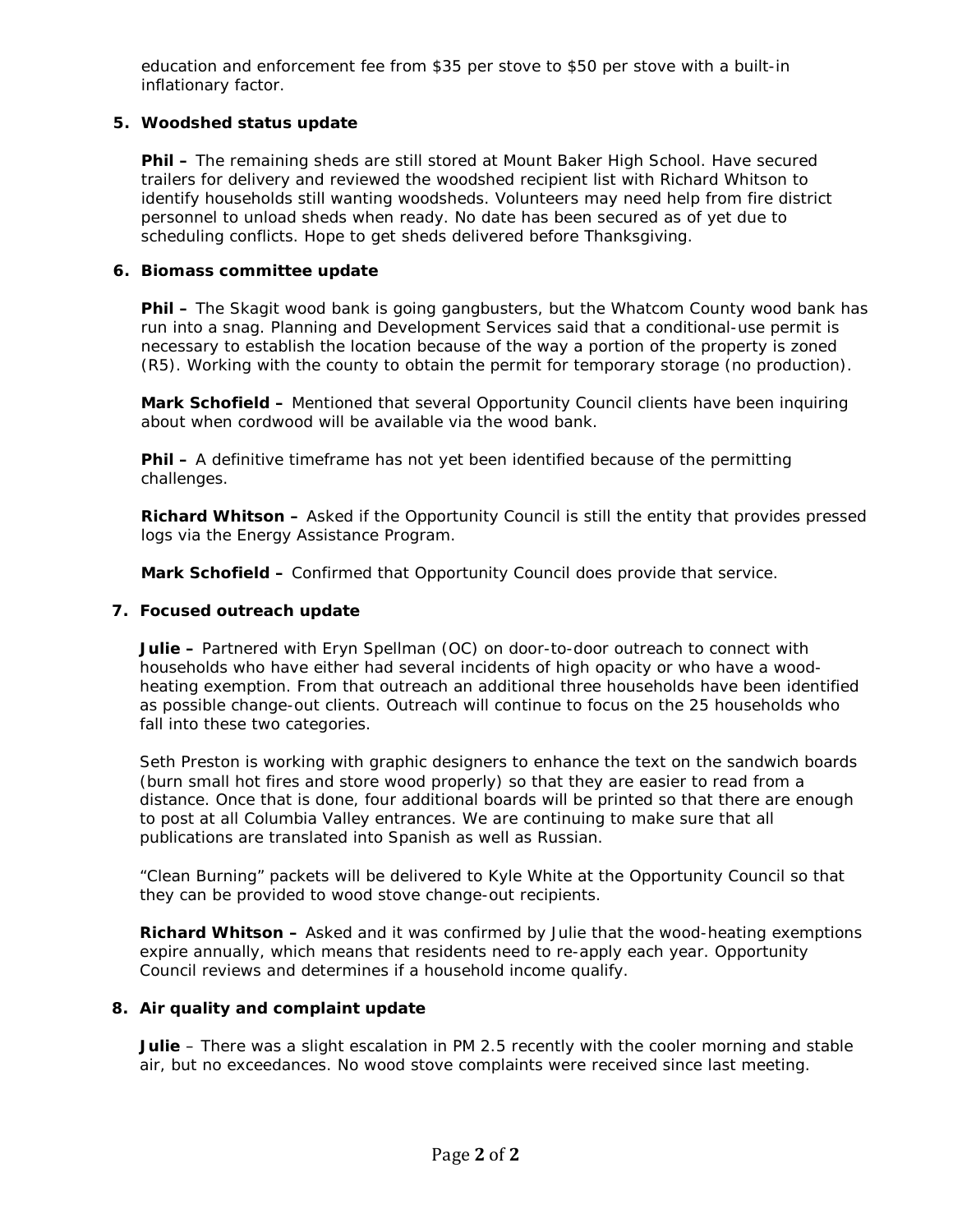education and enforcement fee from $35 per stove to $50 per stove with a built-in inflationary factor.

**5. Woodshed status update**

**Phil –** The remaining sheds are still stored at Mount Baker High School. Have secured trailers for delivery and reviewed the woodshed recipient list with Richard Whitson to identify households still wanting woodsheds. Volunteers may need help from fire district personnel to unload sheds when ready. No date has been secured as of yet due to scheduling conflicts. Hope to get sheds delivered before Thanksgiving.

**6. Biomass committee update**

**Phil –** The Skagit wood bank is going gangbusters, but the Whatcom County wood bank has run into a snag. Planning and Development Services said that a conditional-use permit is necessary to establish the location because of the way a portion of the property is zoned (R5). Working with the county to obtain the permit for temporary storage (no production).

**Mark Schofield –** Mentioned that several Opportunity Council clients have been inquiring about when cordwood will be available via the wood bank.

**Phil –** A definitive timeframe has not yet been identified because of the permitting challenges.

**Richard Whitson –** Asked if the Opportunity Council is still the entity that provides pressed logs via the Energy Assistance Program.

**Mark Schofield –** Confirmed that Opportunity Council does provide that service.

**7. Focused outreach update**

**Julie –** Partnered with Eryn Spellman (OC) on door-to-door outreach to connect with households who have either had several incidents of high opacity or who have a wood-heating exemption. From that outreach an additional three households have been identified as possible change-out clients. Outreach will continue to focus on the 25 households who fall into these two categories.

Seth Preston is working with graphic designers to enhance the text on the sandwich boards (burn small hot fires and store wood properly) so that they are easier to read from a distance. Once that is done, four additional boards will be printed so that there are enough to post at all Columbia Valley entrances. We are continuing to make sure that all publications are translated into Spanish as well as Russian.

"Clean Burning" packets will be delivered to Kyle White at the Opportunity Council so that they can be provided to wood stove change-out recipients.

**Richard Whitson –** Asked and it was confirmed by Julie that the wood-heating exemptions expire annually, which means that residents need to re-apply each year. Opportunity Council reviews and determines if a household income qualify.

**8. Air quality and complaint update**

**Julie** – There was a slight escalation in PM 2.5 recently with the cooler morning and stable air, but no exceedances. No wood stove complaints were received since last meeting.